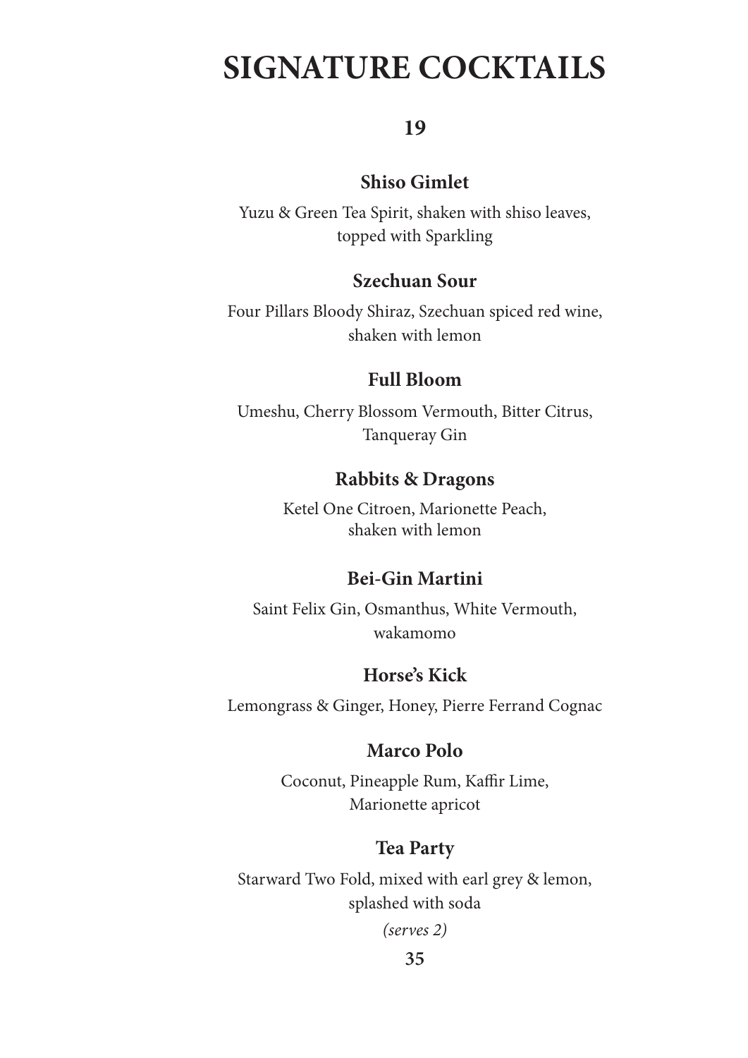# SIGNATURE COCKTAILS

**19**

### Shiso Gimlet

Yuzu & Green Tea Spirit, shaken with shiso leaves,
topped with Sparkling

### Szechuan Sour

Four Pillars Bloody Shiraz, Szechuan spiced red wine,
shaken with lemon

### Full Bloom

Umeshu, Cherry Blossom Vermouth, Bitter Citrus,
Tanqueray Gin

### Rabbits & Dragons

Ketel One Citroen, Marionette Peach,
shaken with lemon

### Bei-Gin Martini

Saint Felix Gin, Osmanthus, White Vermouth,
wakamomo

### Horse's Kick

Lemongrass & Ginger, Honey, Pierre Ferrand Cognac

### Marco Polo

Coconut, Pineapple Rum, Kaffir Lime,
Marionette apricot

### Tea Party

Starward Two Fold, mixed with earl grey & lemon,
splashed with soda

*(serves 2)*

**35**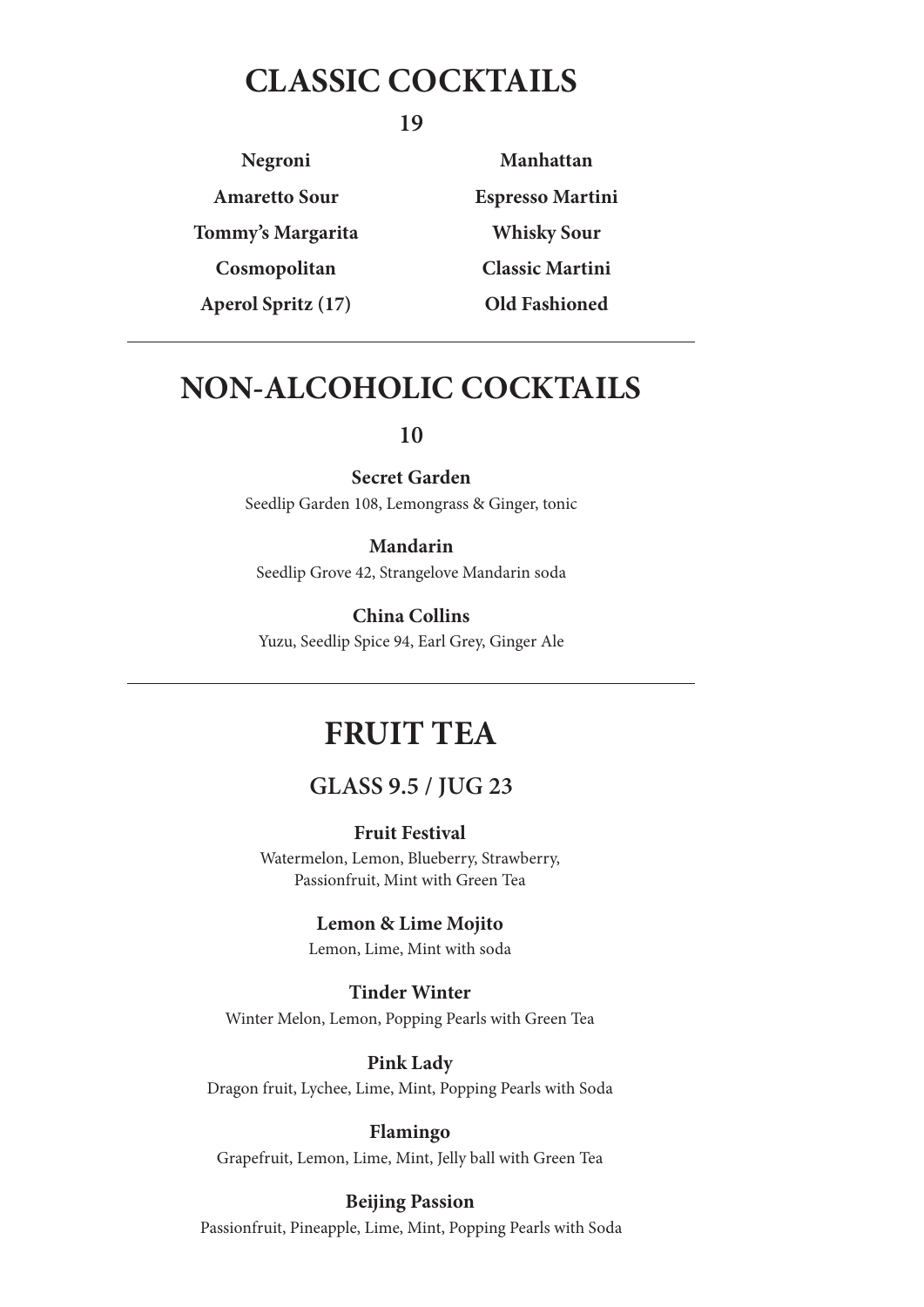# CLASSIC COCKTAILS

**19**

**Negroni**

**Manhattan**

**Amaretto Sour**

**Espresso Martini**

**Tommy's Margarita**

**Whisky Sour**

**Cosmopolitan**

**Classic Martini**

**Aperol Spritz (17)**

**Old Fashioned**

---

# NON-ALCOHOLIC COCKTAILS

**10**

**Secret Garden**
Seedlip Garden 108, Lemongrass & Ginger, tonic

**Mandarin**
Seedlip Grove 42, Strangelove Mandarin soda

**China Collins**
Yuzu, Seedlip Spice 94, Earl Grey, Ginger Ale

---

# FRUIT TEA

## GLASS 9.5 / JUG 23

**Fruit Festival**
Watermelon, Lemon, Blueberry, Strawberry, Passionfruit, Mint with Green Tea

**Lemon & Lime Mojito**
Lemon, Lime, Mint with soda

**Tinder Winter**
Winter Melon, Lemon, Popping Pearls with Green Tea

**Pink Lady**
Dragon fruit, Lychee, Lime, Mint, Popping Pearls with Soda

**Flamingo**
Grapefruit, Lemon, Lime, Mint, Jelly ball with Green Tea

**Beijing Passion**
Passionfruit, Pineapple, Lime, Mint, Popping Pearls with Soda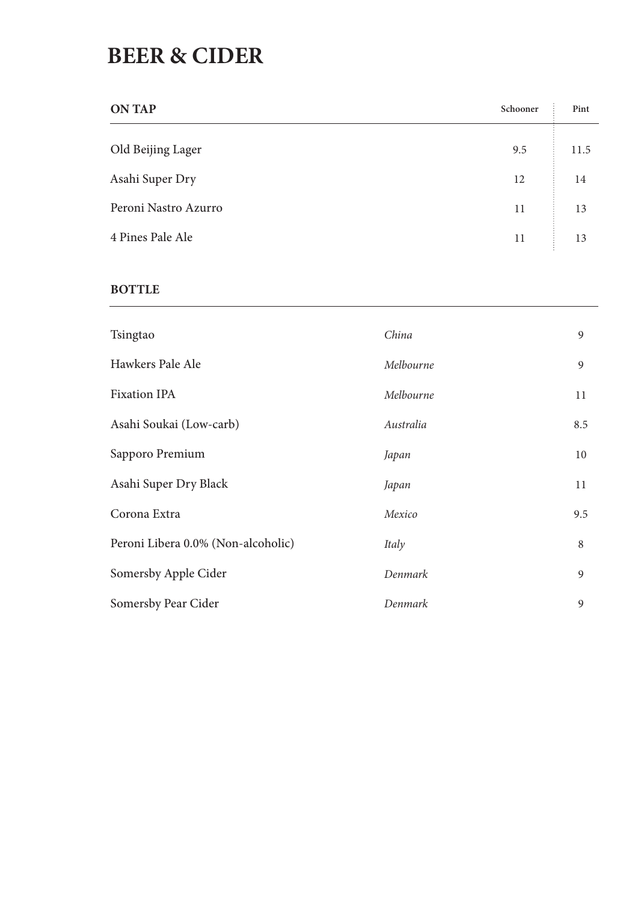# BEER & CIDER

| ON TAP | Schooner | Pint |
| --- | --- | --- |
| Old Beijing Lager | 9.5 | 11.5 |
| Asahi Super Dry | 12 | 14 |
| Peroni Nastro Azurro | 11 | 13 |
| 4 Pines Pale Ale | 11 | 13 |

| BOTTLE | | |
| --- | --- | --- |
| Tsingtao | *China* | 9 |
| Hawkers Pale Ale | *Melbourne* | 9 |
| Fixation IPA | *Melbourne* | 11 |
| Asahi Soukai (Low-carb) | *Australia* | 8.5 |
| Sapporo Premium | *Japan* | 10 |
| Asahi Super Dry Black | *Japan* | 11 |
| Corona Extra | *Mexico* | 9.5 |
| Peroni Libera 0.0% (Non-alcoholic) | *Italy* | 8 |
| Somersby Apple Cider | *Denmark* | 9 |
| Somersby Pear Cider | *Denmark* | 9 |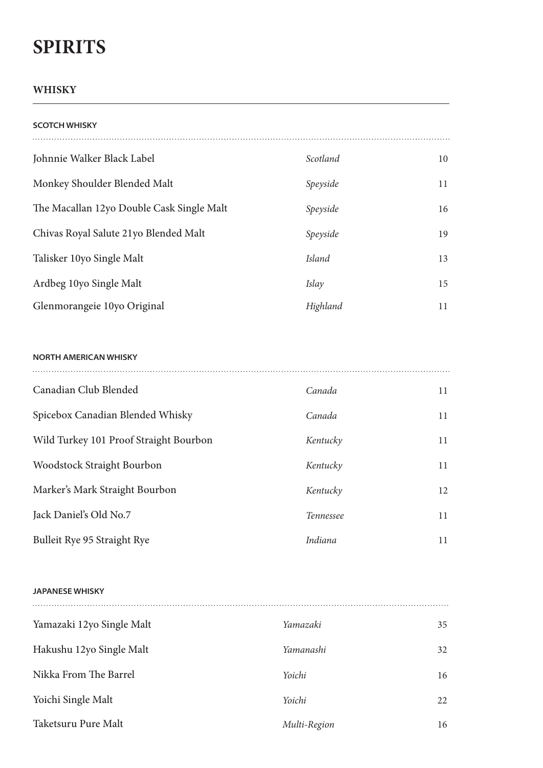# SPIRITS

## WHISKY

### SCOTCH WHISKY

| Johnnie Walker Black Label | *Scotland* | 10 |
|---|---|---|
| Monkey Shoulder Blended Malt | *Speyside* | 11 |
| The Macallan 12yo Double Cask Single Malt | *Speyside* | 16 |
| Chivas Royal Salute 21yo Blended Malt | *Speyside* | 19 |
| Talisker 10yo Single Malt | *Island* | 13 |
| Ardbeg 10yo Single Malt | *Islay* | 15 |
| Glenmorangeie 10yo Original | *Highland* | 11 |

### NORTH AMERICAN WHISKY

| Canadian Club Blended | *Canada* | 11 |
|---|---|---|
| Spicebox Canadian Blended Whisky | *Canada* | 11 |
| Wild Turkey 101 Proof Straight Bourbon | *Kentucky* | 11 |
| Woodstock Straight Bourbon | *Kentucky* | 11 |
| Marker's Mark Straight Bourbon | *Kentucky* | 12 |
| Jack Daniel's Old No.7 | *Tennessee* | 11 |
| Bulleit Rye 95 Straight Rye | *Indiana* | 11 |

### JAPANESE WHISKY

| Yamazaki 12yo Single Malt | *Yamazaki* | 35 |
|---|---|---|
| Hakushu 12yo Single Malt | *Yamanashi* | 32 |
| Nikka From The Barrel | *Yoichi* | 16 |
| Yoichi Single Malt | *Yoichi* | 22 |
| Taketsuru Pure Malt | *Multi-Region* | 16 |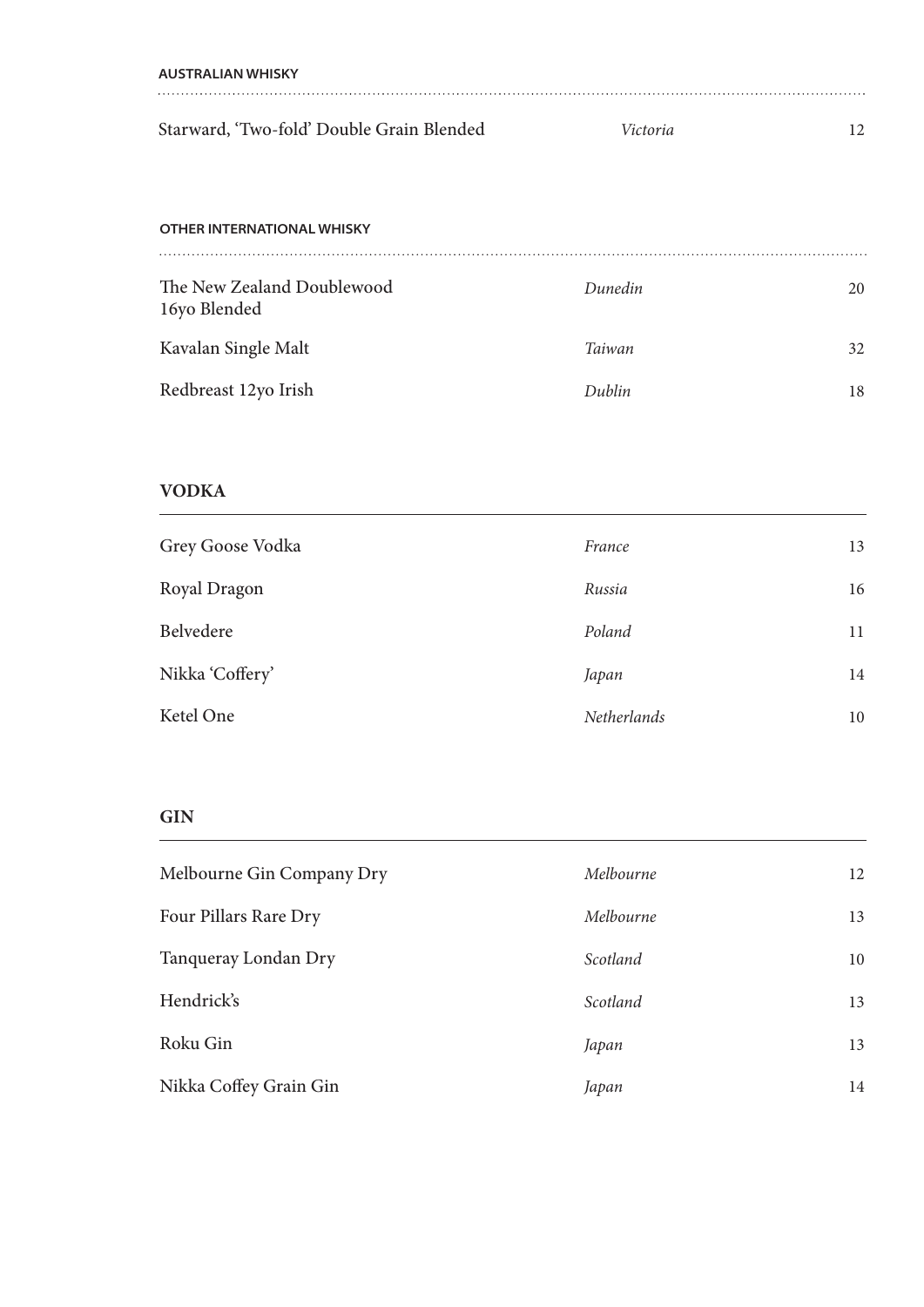### AUSTRALIAN WHISKY

| | | |
|---|---|---|
| Starward, 'Two-fold' Double Grain Blended | *Victoria* | 12 |

### OTHER INTERNATIONAL WHISKY

| | | |
|---|---|---|
| The New Zealand Doublewood 16yo Blended | *Dunedin* | 20 |
| Kavalan Single Malt | *Taiwan* | 32 |
| Redbreast 12yo Irish | *Dublin* | 18 |

## VODKA

| | | |
|---|---|---|
| Grey Goose Vodka | *France* | 13 |
| Royal Dragon | *Russia* | 16 |
| Belvedere | *Poland* | 11 |
| Nikka 'Coffery' | *Japan* | 14 |
| Ketel One | *Netherlands* | 10 |

## GIN

| | | |
|---|---|---|
| Melbourne Gin Company Dry | *Melbourne* | 12 |
| Four Pillars Rare Dry | *Melbourne* | 13 |
| Tanqueray Londan Dry | *Scotland* | 10 |
| Hendrick's | *Scotland* | 13 |
| Roku Gin | *Japan* | 13 |
| Nikka Coffey Grain Gin | *Japan* | 14 |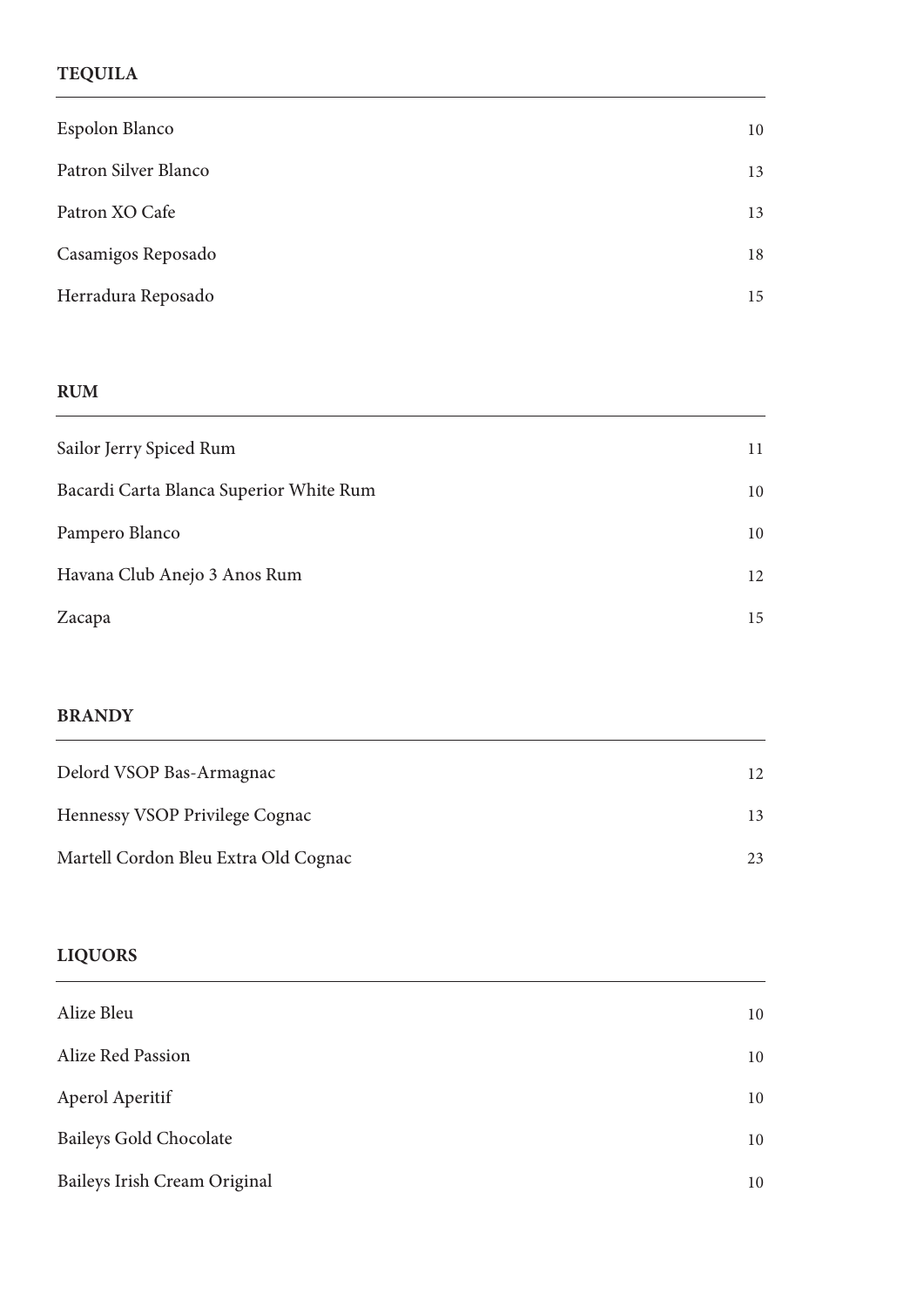## TEQUILA

| | |
|---|---|
| Espolon Blanco | 10 |
| Patron Silver Blanco | 13 |
| Patron XO Cafe | 13 |
| Casamigos Reposado | 18 |
| Herradura Reposado | 15 |

## RUM

| | |
|---|---|
| Sailor Jerry Spiced Rum | 11 |
| Bacardi Carta Blanca Superior White Rum | 10 |
| Pampero Blanco | 10 |
| Havana Club Anejo 3 Anos Rum | 12 |
| Zacapa | 15 |

## BRANDY

| | |
|---|---|
| Delord VSOP Bas-Armagnac | 12 |
| Hennessy VSOP Privilege Cognac | 13 |
| Martell Cordon Bleu Extra Old Cognac | 23 |

## LIQUORS

| | |
|---|---|
| Alize Bleu | 10 |
| Alize Red Passion | 10 |
| Aperol Aperitif | 10 |
| Baileys Gold Chocolate | 10 |
| Baileys Irish Cream Original | 10 |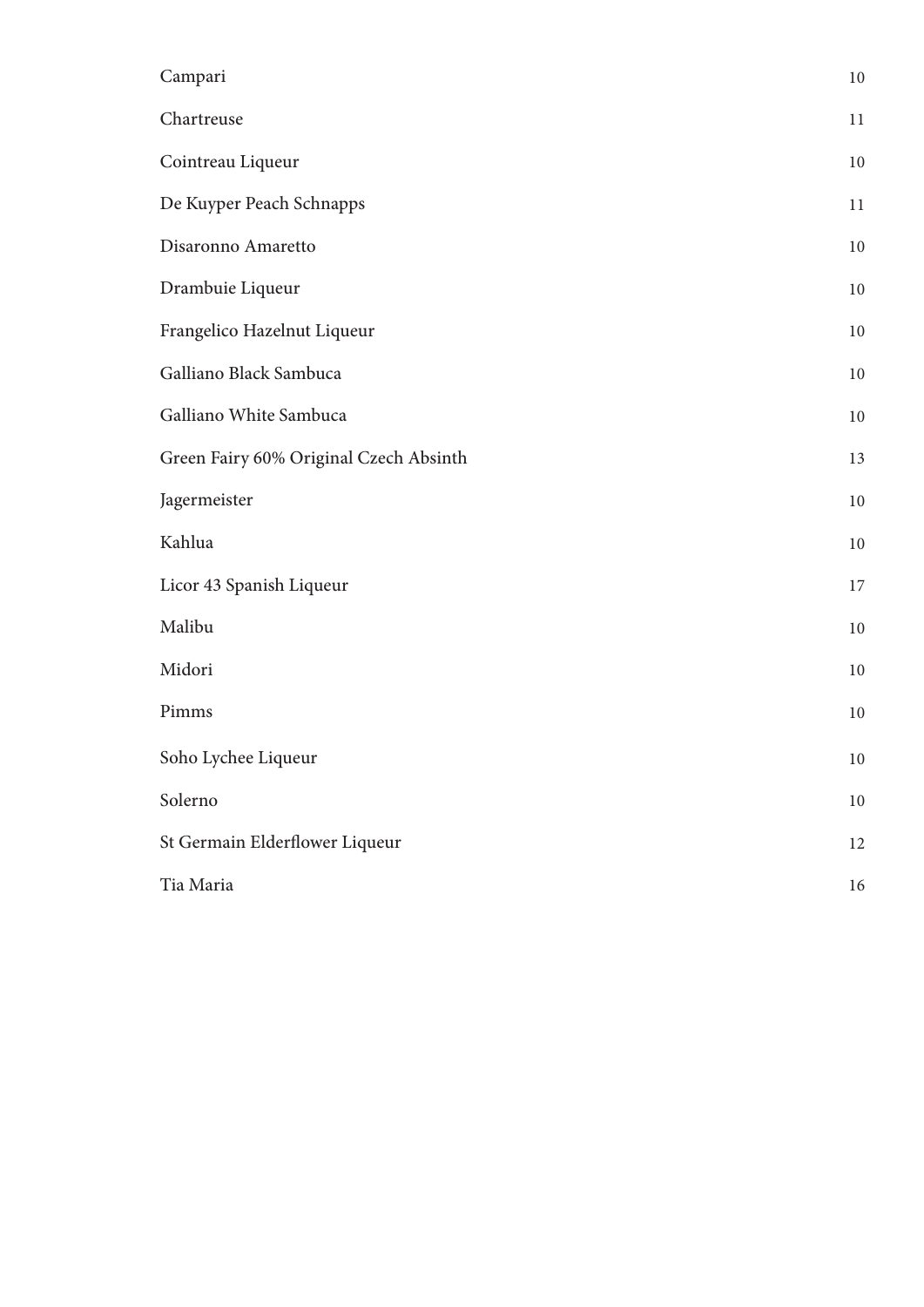| | |
|---|---|
| Campari | 10 |
| Chartreuse | 11 |
| Cointreau Liqueur | 10 |
| De Kuyper Peach Schnapps | 11 |
| Disaronno Amaretto | 10 |
| Drambuie Liqueur | 10 |
| Frangelico Hazelnut Liqueur | 10 |
| Galliano Black Sambuca | 10 |
| Galliano White Sambuca | 10 |
| Green Fairy 60% Original Czech Absinth | 13 |
| Jagermeister | 10 |
| Kahlua | 10 |
| Licor 43 Spanish Liqueur | 17 |
| Malibu | 10 |
| Midori | 10 |
| Pimms | 10 |
| Soho Lychee Liqueur | 10 |
| Solerno | 10 |
| St Germain Elderflower Liqueur | 12 |
| Tia Maria | 16 |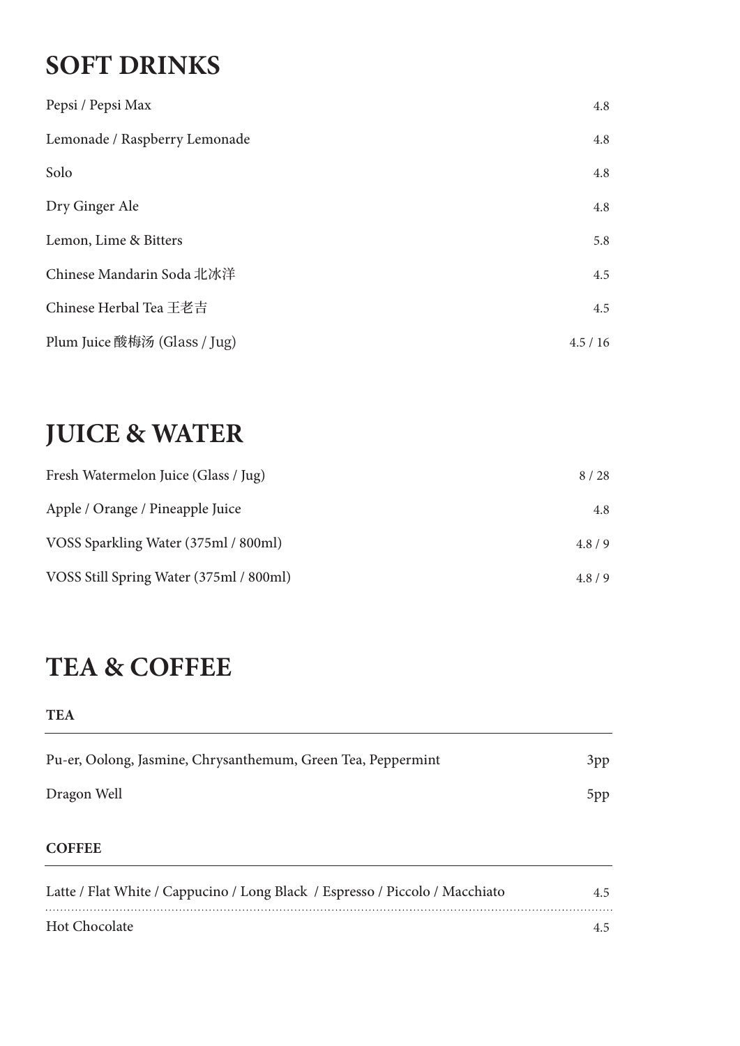# SOFT DRINKS

| | |
|---|---|
| Pepsi / Pepsi Max | 4.8 |
| Lemonade / Raspberry Lemonade | 4.8 |
| Solo | 4.8 |
| Dry Ginger Ale | 4.8 |
| Lemon, Lime & Bitters | 5.8 |
| Chinese Mandarin Soda 北冰洋 | 4.5 |
| Chinese Herbal Tea 王老吉 | 4.5 |
| Plum Juice 酸梅汤 (Glass / Jug) | 4.5 / 16 |

# JUICE & WATER

| | |
|---|---|
| Fresh Watermelon Juice (Glass / Jug) | 8 / 28 |
| Apple / Orange / Pineapple Juice | 4.8 |
| VOSS Sparkling Water (375ml / 800ml) | 4.8 / 9 |
| VOSS Still Spring Water (375ml / 800ml) | 4.8 / 9 |

# TEA & COFFEE

## TEA

| | |
|---|---|
| Pu-er, Oolong, Jasmine, Chrysanthemum, Green Tea, Peppermint | 3pp |
| Dragon Well | 5pp |

## COFFEE

| | |
|---|---|
| Latte / Flat White / Cappucino / Long Black / Espresso / Piccolo / Macchiato | 4.5 |
| Hot Chocolate | 4.5 |